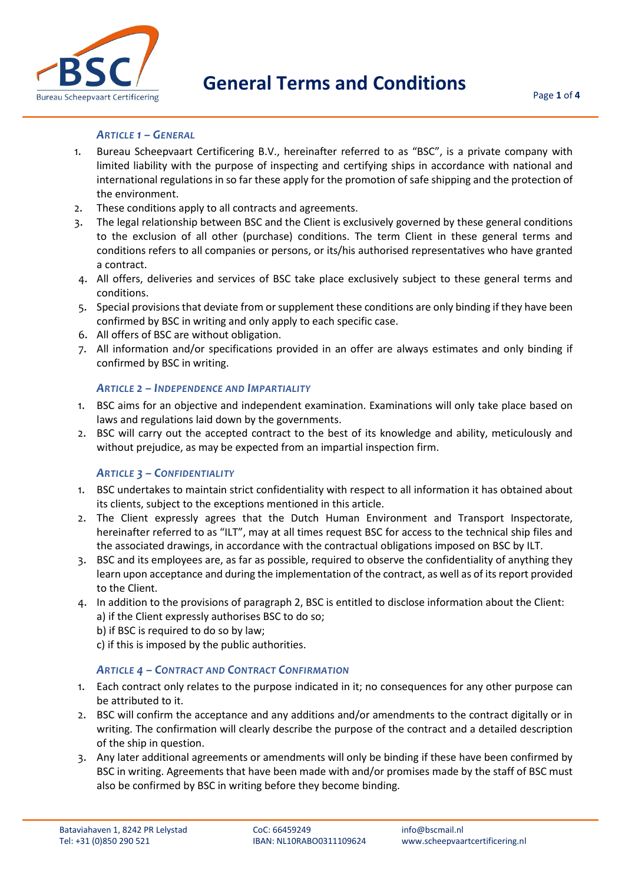# General Terms and Conditions

### *Article 1 – General*

1. Bureau Scheepvaart Certificering B.V., hereinafter referred to as "BSC", is a private company with limited liability with the purpose of inspecting and certifying ships in accordance with national and international regulations in so far these apply for the promotion of safe shipping and the protection of the environment.
2. These conditions apply to all contracts and agreements.
3. The legal relationship between BSC and the Client is exclusively governed by these general conditions to the exclusion of all other (purchase) conditions. The term Client in these general terms and conditions refers to all companies or persons, or its/his authorised representatives who have granted a contract.
4. All offers, deliveries and services of BSC take place exclusively subject to these general terms and conditions.
5. Special provisions that deviate from or supplement these conditions are only binding if they have been confirmed by BSC in writing and only apply to each specific case.
6. All offers of BSC are without obligation.
7. All information and/or specifications provided in an offer are always estimates and only binding if confirmed by BSC in writing.

### *Article 2 – Independence and Impartiality*

1. BSC aims for an objective and independent examination. Examinations will only take place based on laws and regulations laid down by the governments.
2. BSC will carry out the accepted contract to the best of its knowledge and ability, meticulously and without prejudice, as may be expected from an impartial inspection firm.

### *Article 3 – Confidentiality*

1. BSC undertakes to maintain strict confidentiality with respect to all information it has obtained about its clients, subject to the exceptions mentioned in this article.
2. The Client expressly agrees that the Dutch Human Environment and Transport Inspectorate, hereinafter referred to as "ILT", may at all times request BSC for access to the technical ship files and the associated drawings, in accordance with the contractual obligations imposed on BSC by ILT.
3. BSC and its employees are, as far as possible, required to observe the confidentiality of anything they learn upon acceptance and during the implementation of the contract, as well as of its report provided to the Client.
4. In addition to the provisions of paragraph 2, BSC is entitled to disclose information about the Client:
   a) if the Client expressly authorises BSC to do so;
   b) if BSC is required to do so by law;
   c) if this is imposed by the public authorities.

### *Article 4 – Contract and Contract Confirmation*

1. Each contract only relates to the purpose indicated in it; no consequences for any other purpose can be attributed to it.
2. BSC will confirm the acceptance and any additions and/or amendments to the contract digitally or in writing. The confirmation will clearly describe the purpose of the contract and a detailed description of the ship in question.
3. Any later additional agreements or amendments will only be binding if these have been confirmed by BSC in writing. Agreements that have been made with and/or promises made by the staff of BSC must also be confirmed by BSC in writing before they become binding.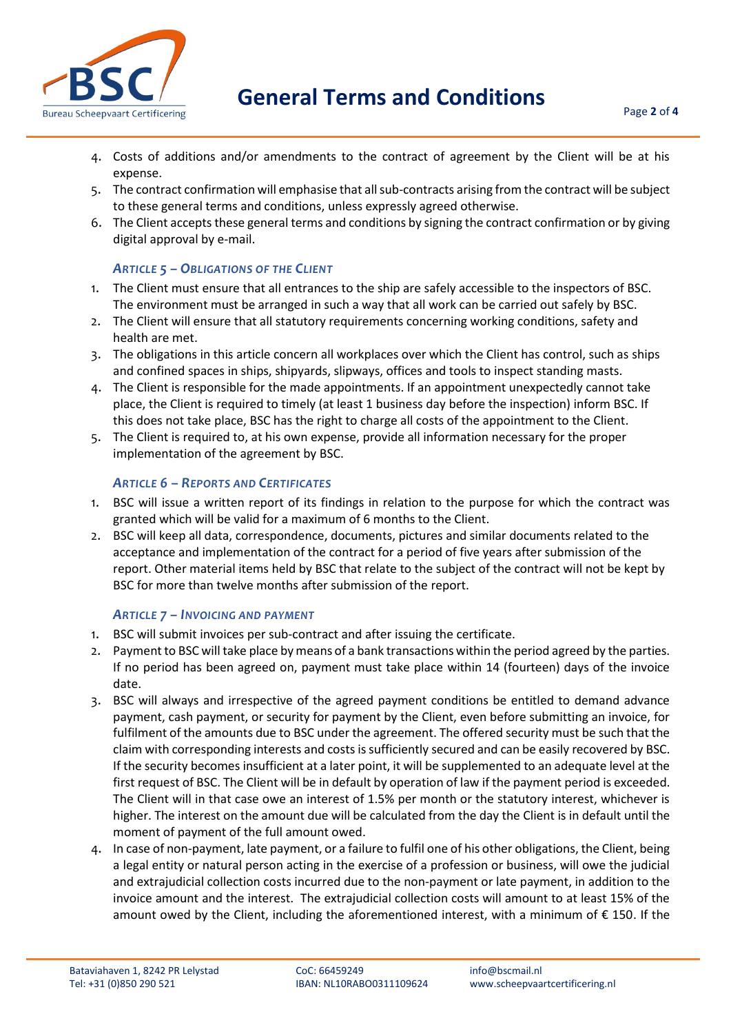4. Costs of additions and/or amendments to the contract of agreement by the Client will be at his expense.
5. The contract confirmation will emphasise that all sub-contracts arising from the contract will be subject to these general terms and conditions, unless expressly agreed otherwise.
6. The Client accepts these general terms and conditions by signing the contract confirmation or by giving digital approval by e-mail.

### *Article 5 – Obligations of the Client*

1. The Client must ensure that all entrances to the ship are safely accessible to the inspectors of BSC. The environment must be arranged in such a way that all work can be carried out safely by BSC.
2. The Client will ensure that all statutory requirements concerning working conditions, safety and health are met.
3. The obligations in this article concern all workplaces over which the Client has control, such as ships and confined spaces in ships, shipyards, slipways, offices and tools to inspect standing masts.
4. The Client is responsible for the made appointments. If an appointment unexpectedly cannot take place, the Client is required to timely (at least 1 business day before the inspection) inform BSC. If this does not take place, BSC has the right to charge all costs of the appointment to the Client.
5. The Client is required to, at his own expense, provide all information necessary for the proper implementation of the agreement by BSC.

### *Article 6 – Reports and Certificates*

1. BSC will issue a written report of its findings in relation to the purpose for which the contract was granted which will be valid for a maximum of 6 months to the Client.
2. BSC will keep all data, correspondence, documents, pictures and similar documents related to the acceptance and implementation of the contract for a period of five years after submission of the report. Other material items held by BSC that relate to the subject of the contract will not be kept by BSC for more than twelve months after submission of the report.

### *Article 7 – Invoicing and Payment*

1. BSC will submit invoices per sub-contract and after issuing the certificate.
2. Payment to BSC will take place by means of a bank transactions within the period agreed by the parties. If no period has been agreed on, payment must take place within 14 (fourteen) days of the invoice date.
3. BSC will always and irrespective of the agreed payment conditions be entitled to demand advance payment, cash payment, or security for payment by the Client, even before submitting an invoice, for fulfilment of the amounts due to BSC under the agreement. The offered security must be such that the claim with corresponding interests and costs is sufficiently secured and can be easily recovered by BSC. If the security becomes insufficient at a later point, it will be supplemented to an adequate level at the first request of BSC. The Client will be in default by operation of law if the payment period is exceeded. The Client will in that case owe an interest of 1.5% per month or the statutory interest, whichever is higher. The interest on the amount due will be calculated from the day the Client is in default until the moment of payment of the full amount owed.
4. In case of non-payment, late payment, or a failure to fulfil one of his other obligations, the Client, being a legal entity or natural person acting in the exercise of a profession or business, will owe the judicial and extrajudicial collection costs incurred due to the non-payment or late payment, in addition to the invoice amount and the interest. The extrajudicial collection costs will amount to at least 15% of the amount owed by the Client, including the aforementioned interest, with a minimum of € 150. If the

Bataviahaven 1, 8242 PR Lelystad
Tel: +31 (0)850 290 521

CoC: 66459249
IBAN: NL10RABO0311109624

info@bscmail.nl
www.scheepvaartcertificering.nl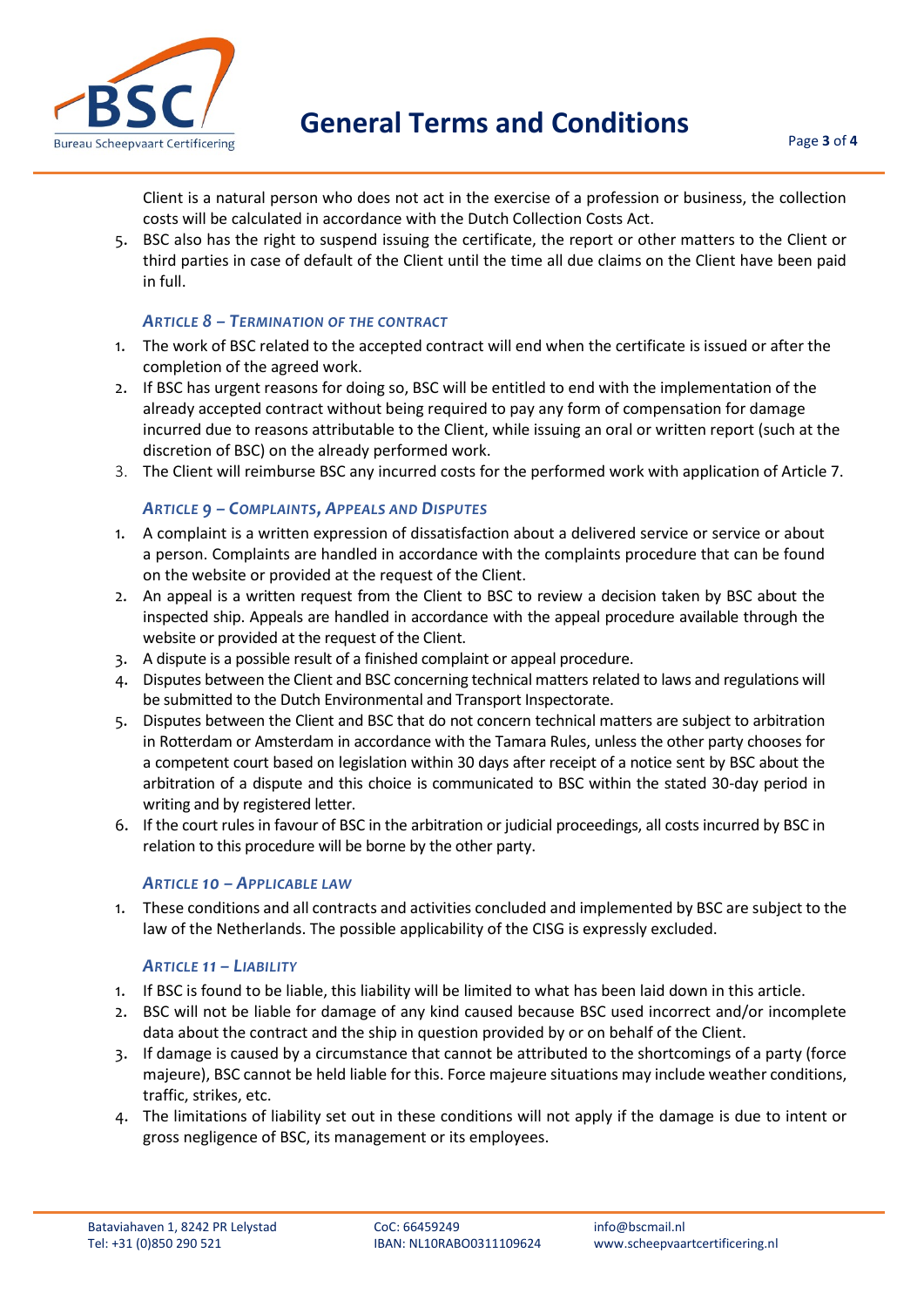Client is a natural person who does not act in the exercise of a profession or business, the collection costs will be calculated in accordance with the Dutch Collection Costs Act.

5. BSC also has the right to suspend issuing the certificate, the report or other matters to the Client or third parties in case of default of the Client until the time all due claims on the Client have been paid in full.

### *Article 8 – Termination of the contract*

1. The work of BSC related to the accepted contract will end when the certificate is issued or after the completion of the agreed work.
2. If BSC has urgent reasons for doing so, BSC will be entitled to end with the implementation of the already accepted contract without being required to pay any form of compensation for damage incurred due to reasons attributable to the Client, while issuing an oral or written report (such at the discretion of BSC) on the already performed work.
3. The Client will reimburse BSC any incurred costs for the performed work with application of Article 7.

### *Article 9 – Complaints, Appeals and Disputes*

1. A complaint is a written expression of dissatisfaction about a delivered service or service or about a person. Complaints are handled in accordance with the complaints procedure that can be found on the website or provided at the request of the Client.
2. An appeal is a written request from the Client to BSC to review a decision taken by BSC about the inspected ship. Appeals are handled in accordance with the appeal procedure available through the website or provided at the request of the Client.
3. A dispute is a possible result of a finished complaint or appeal procedure.
4. Disputes between the Client and BSC concerning technical matters related to laws and regulations will be submitted to the Dutch Environmental and Transport Inspectorate.
5. Disputes between the Client and BSC that do not concern technical matters are subject to arbitration in Rotterdam or Amsterdam in accordance with the Tamara Rules, unless the other party chooses for a competent court based on legislation within 30 days after receipt of a notice sent by BSC about the arbitration of a dispute and this choice is communicated to BSC within the stated 30-day period in writing and by registered letter.
6. If the court rules in favour of BSC in the arbitration or judicial proceedings, all costs incurred by BSC in relation to this procedure will be borne by the other party.

### *Article 10 – Applicable law*

1. These conditions and all contracts and activities concluded and implemented by BSC are subject to the law of the Netherlands. The possible applicability of the CISG is expressly excluded.

### *Article 11 – Liability*

1. If BSC is found to be liable, this liability will be limited to what has been laid down in this article.
2. BSC will not be liable for damage of any kind caused because BSC used incorrect and/or incomplete data about the contract and the ship in question provided by or on behalf of the Client.
3. If damage is caused by a circumstance that cannot be attributed to the shortcomings of a party (force majeure), BSC cannot be held liable for this. Force majeure situations may include weather conditions, traffic, strikes, etc.
4. The limitations of liability set out in these conditions will not apply if the damage is due to intent or gross negligence of BSC, its management or its employees.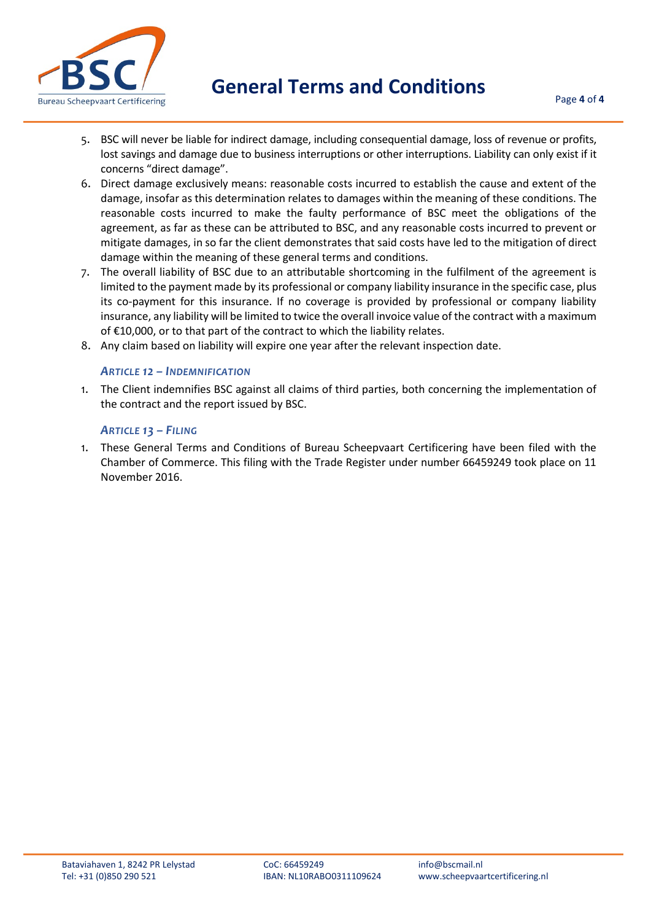5. BSC will never be liable for indirect damage, including consequential damage, loss of revenue or profits, lost savings and damage due to business interruptions or other interruptions. Liability can only exist if it concerns "direct damage".
6. Direct damage exclusively means: reasonable costs incurred to establish the cause and extent of the damage, insofar as this determination relates to damages within the meaning of these conditions. The reasonable costs incurred to make the faulty performance of BSC meet the obligations of the agreement, as far as these can be attributed to BSC, and any reasonable costs incurred to prevent or mitigate damages, in so far the client demonstrates that said costs have led to the mitigation of direct damage within the meaning of these general terms and conditions.
7. The overall liability of BSC due to an attributable shortcoming in the fulfilment of the agreement is limited to the payment made by its professional or company liability insurance in the specific case, plus its co-payment for this insurance. If no coverage is provided by professional or company liability insurance, any liability will be limited to twice the overall invoice value of the contract with a maximum of €10,000, or to that part of the contract to which the liability relates.
8. Any claim based on liability will expire one year after the relevant inspection date.

### *Article 12 – Indemnification*

1. The Client indemnifies BSC against all claims of third parties, both concerning the implementation of the contract and the report issued by BSC.

### *Article 13 – Filing*

1. These General Terms and Conditions of Bureau Scheepvaart Certificering have been filed with the Chamber of Commerce. This filing with the Trade Register under number 66459249 took place on 11 November 2016.